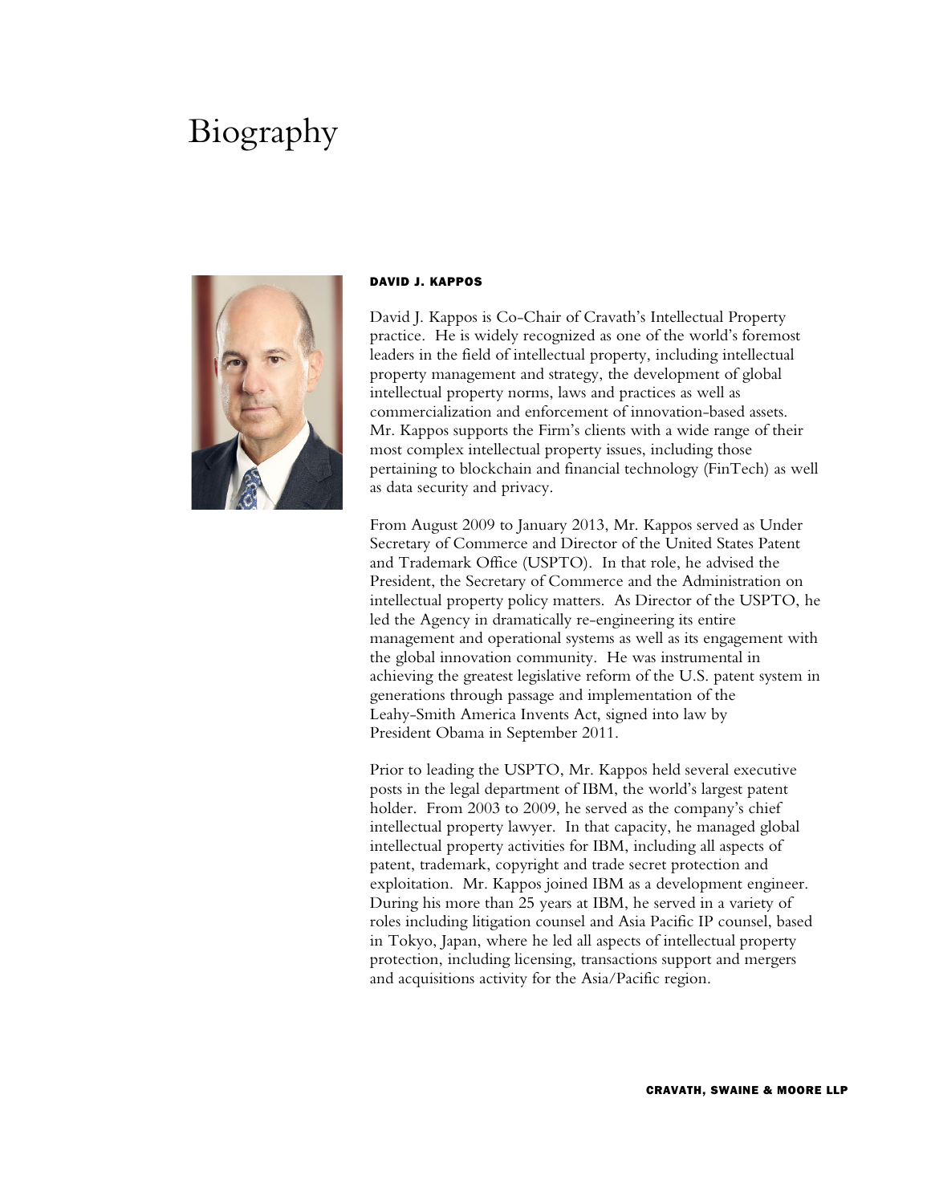# Biography

**DAVID J. KAPPOS**

David J. Kappos is Co-Chair of Cravath's Intellectual Property practice. He is widely recognized as one of the world's foremost leaders in the field of intellectual property, including intellectual property management and strategy, the development of global intellectual property norms, laws and practices as well as commercialization and enforcement of innovation-based assets. Mr. Kappos supports the Firm's clients with a wide range of their most complex intellectual property issues, including those pertaining to blockchain and financial technology (FinTech) as well as data security and privacy.

From August 2009 to January 2013, Mr. Kappos served as Under Secretary of Commerce and Director of the United States Patent and Trademark Office (USPTO). In that role, he advised the President, the Secretary of Commerce and the Administration on intellectual property policy matters. As Director of the USPTO, he led the Agency in dramatically re-engineering its entire management and operational systems as well as its engagement with the global innovation community. He was instrumental in achieving the greatest legislative reform of the U.S. patent system in generations through passage and implementation of the Leahy-Smith America Invents Act, signed into law by President Obama in September 2011.

Prior to leading the USPTO, Mr. Kappos held several executive posts in the legal department of IBM, the world's largest patent holder. From 2003 to 2009, he served as the company's chief intellectual property lawyer. In that capacity, he managed global intellectual property activities for IBM, including all aspects of patent, trademark, copyright and trade secret protection and exploitation. Mr. Kappos joined IBM as a development engineer. During his more than 25 years at IBM, he served in a variety of roles including litigation counsel and Asia Pacific IP counsel, based in Tokyo, Japan, where he led all aspects of intellectual property protection, including licensing, transactions support and mergers and acquisitions activity for the Asia/Pacific region.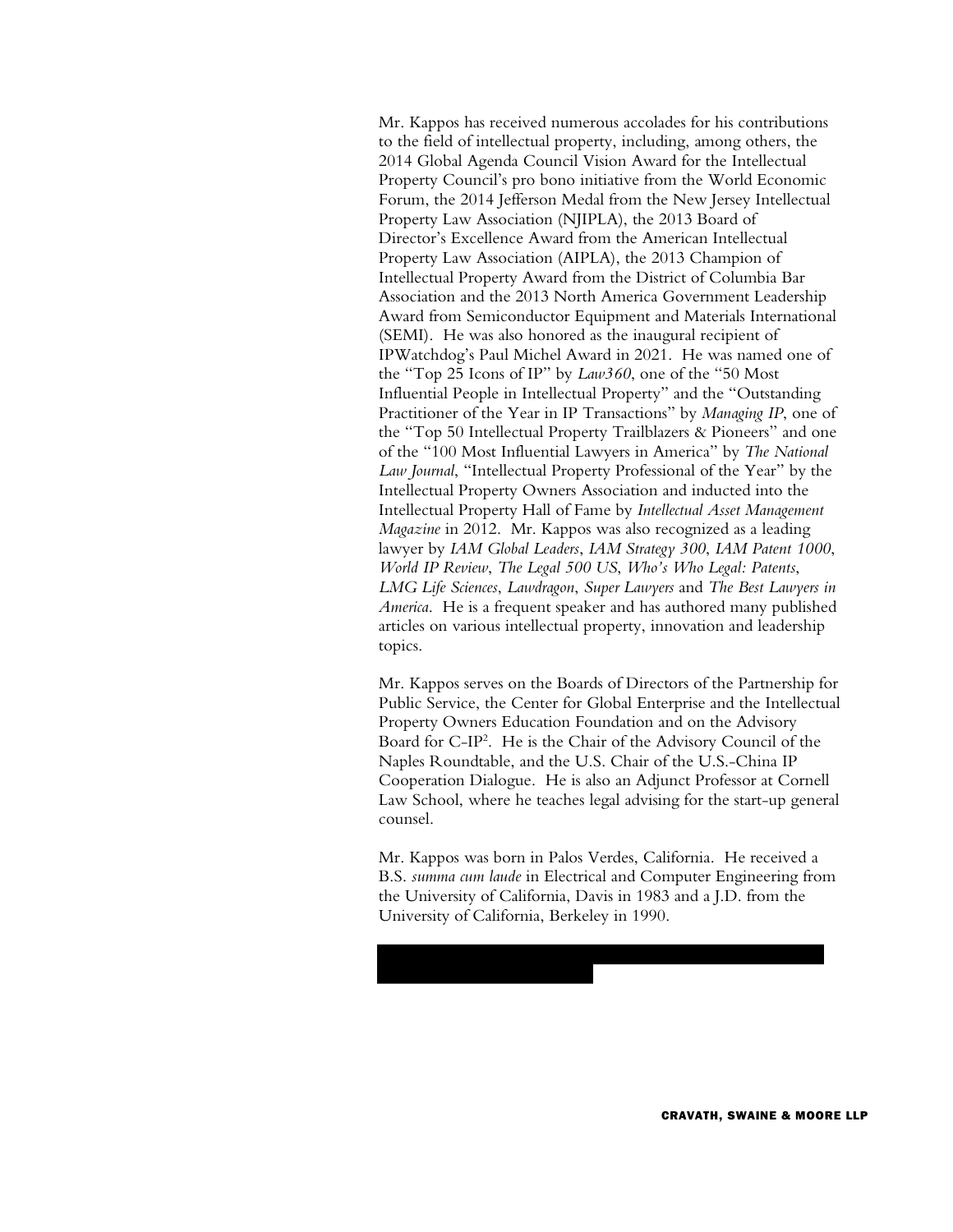Mr. Kappos has received numerous accolades for his contributions to the field of intellectual property, including, among others, the 2014 Global Agenda Council Vision Award for the Intellectual Property Council's pro bono initiative from the World Economic Forum, the 2014 Jefferson Medal from the New Jersey Intellectual Property Law Association (NJIPLA), the 2013 Board of Director's Excellence Award from the American Intellectual Property Law Association (AIPLA), the 2013 Champion of Intellectual Property Award from the District of Columbia Bar Association and the 2013 North America Government Leadership Award from Semiconductor Equipment and Materials International (SEMI). He was also honored as the inaugural recipient of IPWatchdog's Paul Michel Award in 2021. He was named one of the "Top 25 Icons of IP" by *Law360*, one of the "50 Most Influential People in Intellectual Property" and the "Outstanding Practitioner of the Year in IP Transactions" by *Managing IP*, one of the "Top 50 Intellectual Property Trailblazers & Pioneers" and one of the "100 Most Influential Lawyers in America" by *The National Law Journal*, "Intellectual Property Professional of the Year" by the Intellectual Property Owners Association and inducted into the Intellectual Property Hall of Fame by *Intellectual Asset Management Magazine* in 2012. Mr. Kappos was also recognized as a leading lawyer by *IAM Global Leaders*, *IAM Strategy 300*, *IAM Patent 1000*, *World IP Review*, *The Legal 500 US*, *Who's Who Legal: Patents*, *LMG Life Sciences*, *Lawdragon*, *Super Lawyers* and *The Best Lawyers in America*. He is a frequent speaker and has authored many published articles on various intellectual property, innovation and leadership topics.

Mr. Kappos serves on the Boards of Directors of the Partnership for Public Service, the Center for Global Enterprise and the Intellectual Property Owners Education Foundation and on the Advisory Board for C-IP$^2$. He is the Chair of the Advisory Council of the Naples Roundtable, and the U.S. Chair of the U.S.-China IP Cooperation Dialogue. He is also an Adjunct Professor at Cornell Law School, where he teaches legal advising for the start-up general counsel.

Mr. Kappos was born in Palos Verdes, California. He received a B.S. *summa cum laude* in Electrical and Computer Engineering from the University of California, Davis in 1983 and a J.D. from the University of California, Berkeley in 1990.